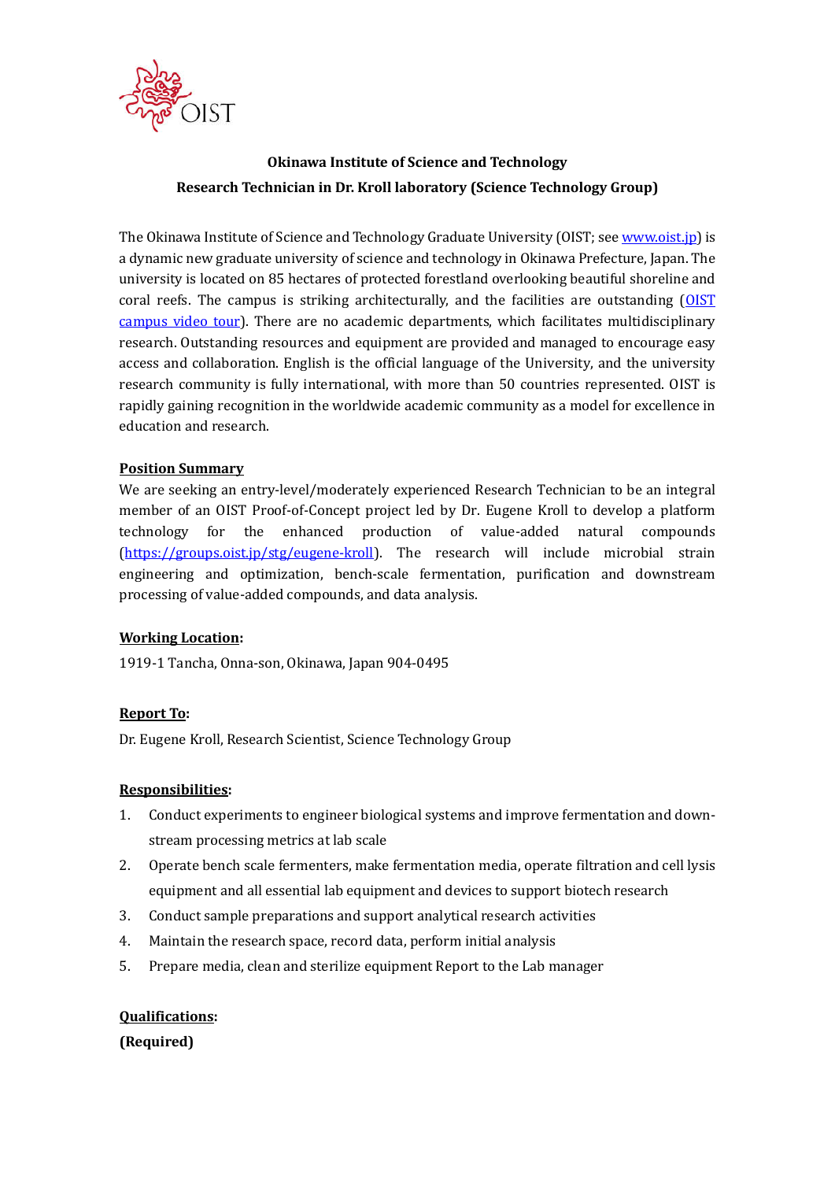**Okinawa Institute of Science and Technology**

**Research Technician in Dr. Kroll laboratory (Science Technology Group)**

The Okinawa Institute of Science and Technology Graduate University (OIST; see www.oist.jp) is a dynamic new graduate university of science and technology in Okinawa Prefecture, Japan. The university is located on 85 hectares of protected forestland overlooking beautiful shoreline and coral reefs. The campus is striking architecturally, and the facilities are outstanding (OIST campus video tour). There are no academic departments, which facilitates multidisciplinary research. Outstanding resources and equipment are provided and managed to encourage easy access and collaboration. English is the official language of the University, and the university research community is fully international, with more than 50 countries represented. OIST is rapidly gaining recognition in the worldwide academic community as a model for excellence in education and research.

**Position Summary**

We are seeking an entry-level/moderately experienced Research Technician to be an integral member of an OIST Proof-of-Concept project led by Dr. Eugene Kroll to develop a platform technology for the enhanced production of value-added natural compounds (https://groups.oist.jp/stg/eugene-kroll). The research will include microbial strain engineering and optimization, bench-scale fermentation, purification and downstream processing of value-added compounds, and data analysis.

**Working Location:**

1919-1 Tancha, Onna-son, Okinawa, Japan 904-0495

**Report To:**

Dr. Eugene Kroll, Research Scientist, Science Technology Group

**Responsibilities:**

1. Conduct experiments to engineer biological systems and improve fermentation and down-stream processing metrics at lab scale
2. Operate bench scale fermenters, make fermentation media, operate filtration and cell lysis equipment and all essential lab equipment and devices to support biotech research
3. Conduct sample preparations and support analytical research activities
4. Maintain the research space, record data, perform initial analysis
5. Prepare media, clean and sterilize equipment Report to the Lab manager

**Qualifications:**

**(Required)**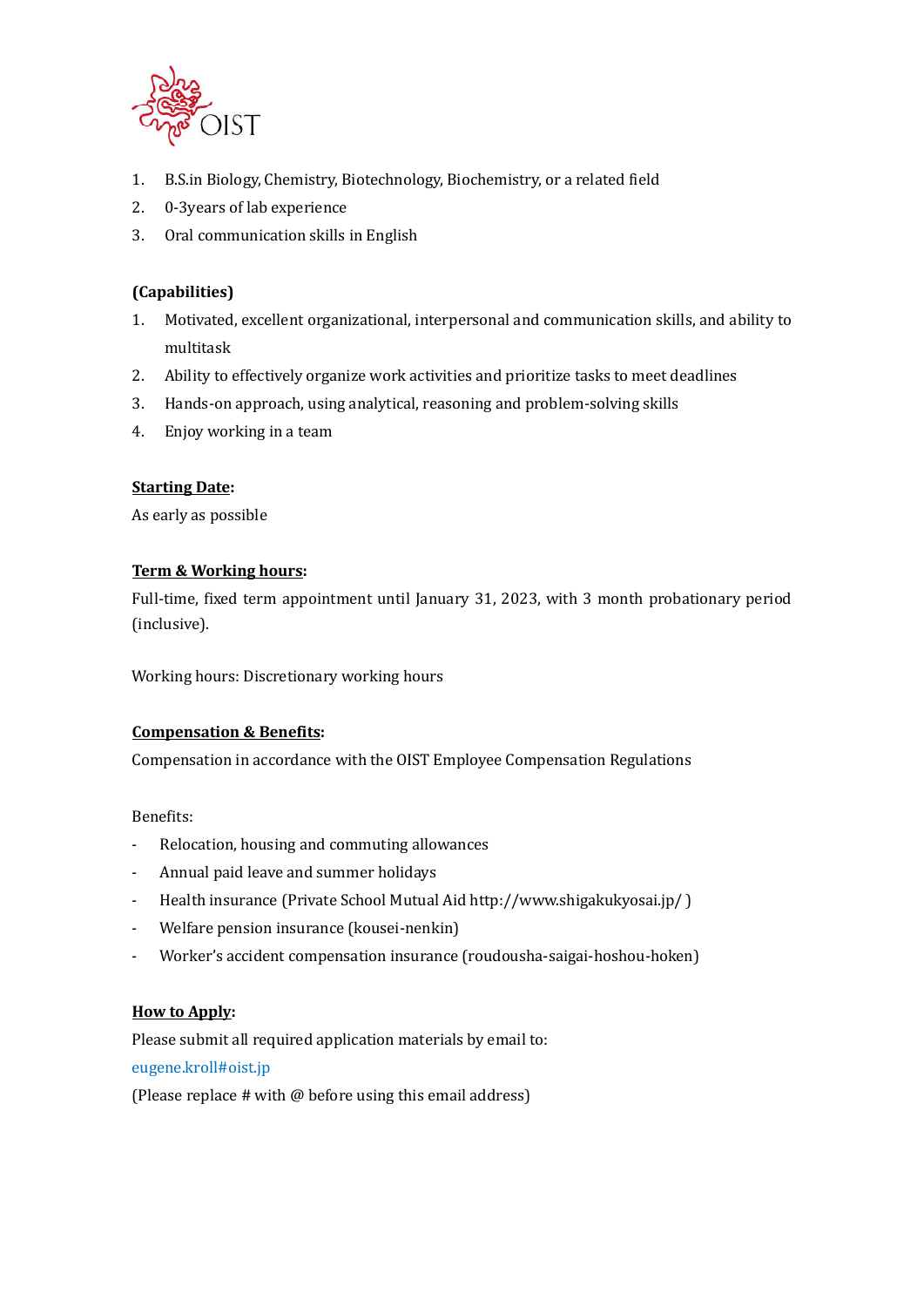1. B.S.in Biology, Chemistry, Biotechnology, Biochemistry, or a related field
2. 0-3years of lab experience
3. Oral communication skills in English

**(Capabilities)**

1. Motivated, excellent organizational, interpersonal and communication skills, and ability to multitask
2. Ability to effectively organize work activities and prioritize tasks to meet deadlines
3. Hands-on approach, using analytical, reasoning and problem-solving skills
4. Enjoy working in a team

**Starting Date:**

As early as possible

**Term & Working hours:**

Full-time, fixed term appointment until January 31, 2023, with 3 month probationary period (inclusive).

Working hours: Discretionary working hours

**Compensation & Benefits:**

Compensation in accordance with the OIST Employee Compensation Regulations

Benefits:

- Relocation, housing and commuting allowances
- Annual paid leave and summer holidays
- Health insurance (Private School Mutual Aid http://www.shigakukyosai.jp/ )
- Welfare pension insurance (kousei-nenkin)
- Worker's accident compensation insurance (roudousha-saigai-hoshou-hoken)

**How to Apply:**

Please submit all required application materials by email to:

eugene.kroll#oist.jp

(Please replace # with @ before using this email address)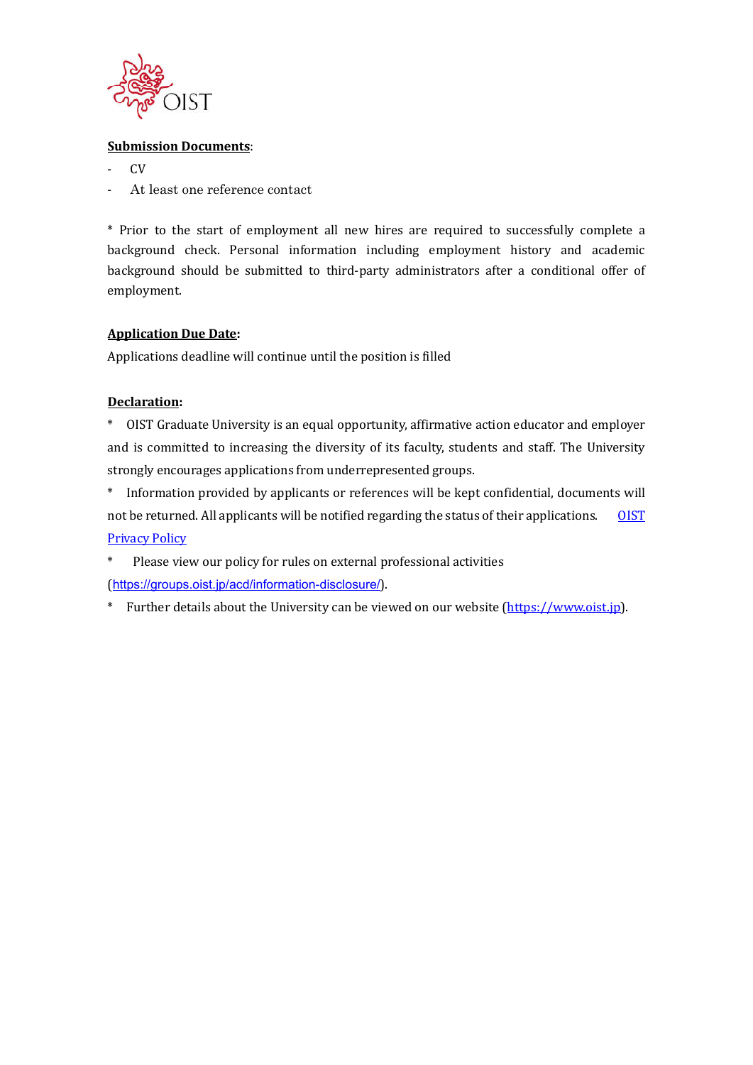OIST

**Submission Documents**:

- CV
- At least one reference contact

* Prior to the start of employment all new hires are required to successfully complete a background check. Personal information including employment history and academic background should be submitted to third-party administrators after a conditional offer of employment.

**Application Due Date:**

Applications deadline will continue until the position is filled

**Declaration:**

* OIST Graduate University is an equal opportunity, affirmative action educator and employer and is committed to increasing the diversity of its faculty, students and staff. The University strongly encourages applications from underrepresented groups.

* Information provided by applicants or references will be kept confidential, documents will not be returned. All applicants will be notified regarding the status of their applications. OIST Privacy Policy

* Please view our policy for rules on external professional activities (https://groups.oist.jp/acd/information-disclosure/).

* Further details about the University can be viewed on our website (https://www.oist.jp).